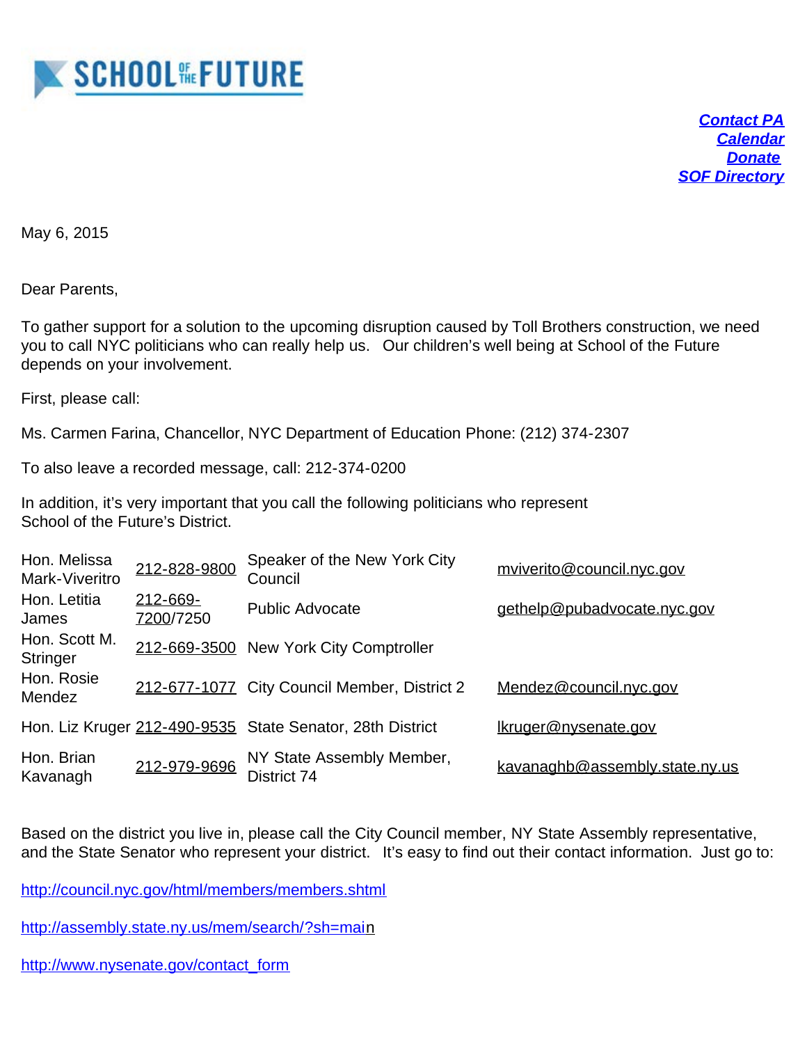# SCHOOL OF THE FUTURE

***Contact PA***
***Calendar***
***Donate***
***SOF Directory***

May 6, 2015

Dear Parents,

To gather support for a solution to the upcoming disruption caused by Toll Brothers construction, we need you to call NYC politicians who can really help us. Our children's well being at School of the Future depends on your involvement.

First, please call:

Ms. Carmen Farina, Chancellor, NYC Department of Education Phone: (212) 374-2307

To also leave a recorded message, call: 212-374-0200

In addition, it's very important that you call the following politicians who represent School of the Future's District.

| Name | Phone | Title | Email |
|---|---|---|---|
| Hon. Melissa Mark-Viveritro | 212-828-9800 | Speaker of the New York City Council | mviverito@council.nyc.gov |
| Hon. Letitia James | 212-669-7200/7250 | Public Advocate | gethelp@pubadvocate.nyc.gov |
| Hon. Scott M. Stringer | 212-669-3500 | New York City Comptroller | |
| Hon. Rosie Mendez | 212-677-1077 | City Council Member, District 2 | Mendez@council.nyc.gov |
| Hon. Liz Kruger | 212-490-9535 | State Senator, 28th District | lkruger@nysenate.gov |
| Hon. Brian Kavanagh | 212-979-9696 | NY State Assembly Member, District 74 | kavanaghb@assembly.state.ny.us |

Based on the district you live in, please call the City Council member, NY State Assembly representative, and the State Senator who represent your district. It's easy to find out their contact information. Just go to:

http://council.nyc.gov/html/members/members.shtml

http://assembly.state.ny.us/mem/search/?sh=main

http://www.nysenate.gov/contact_form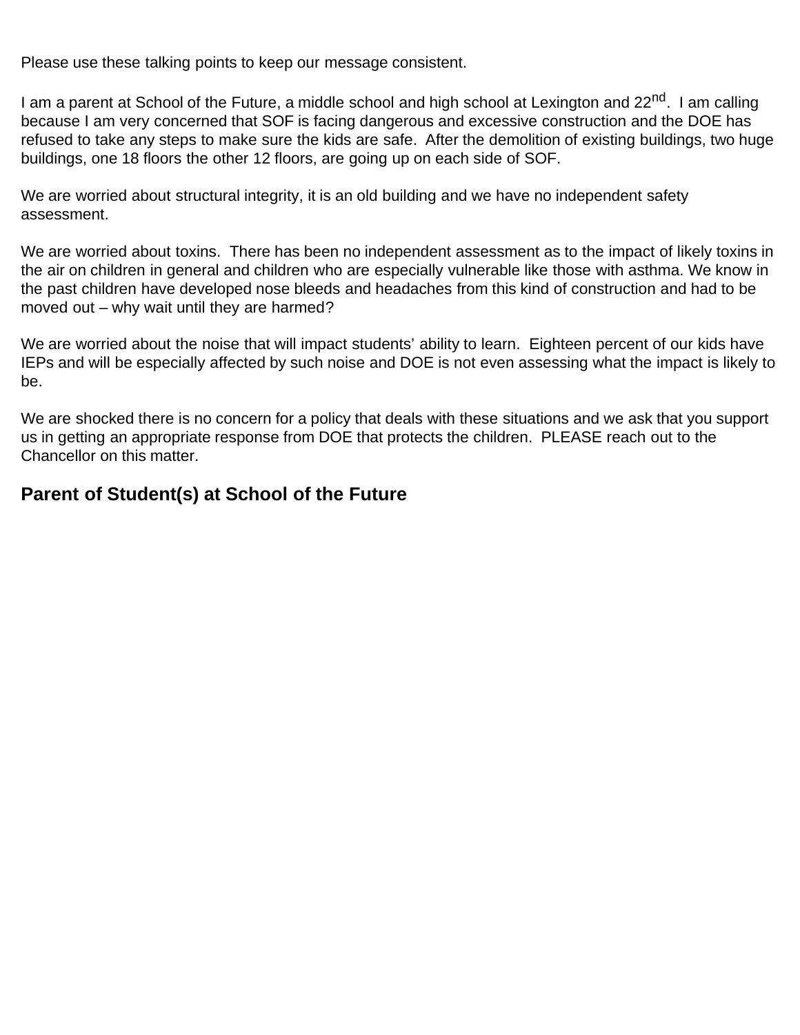Please use these talking points to keep our message consistent.

I am a parent at School of the Future, a middle school and high school at Lexington and 22nd. I am calling because I am very concerned that SOF is facing dangerous and excessive construction and the DOE has refused to take any steps to make sure the kids are safe. After the demolition of existing buildings, two huge buildings, one 18 floors the other 12 floors, are going up on each side of SOF.

We are worried about structural integrity, it is an old building and we have no independent safety assessment.

We are worried about toxins. There has been no independent assessment as to the impact of likely toxins in the air on children in general and children who are especially vulnerable like those with asthma. We know in the past children have developed nose bleeds and headaches from this kind of construction and had to be moved out – why wait until they are harmed?

We are worried about the noise that will impact students' ability to learn. Eighteen percent of our kids have IEPs and will be especially affected by such noise and DOE is not even assessing what the impact is likely to be.

We are shocked there is no concern for a policy that deals with these situations and we ask that you support us in getting an appropriate response from DOE that protects the children. PLEASE reach out to the Chancellor on this matter.

**Parent of Student(s) at School of the Future**